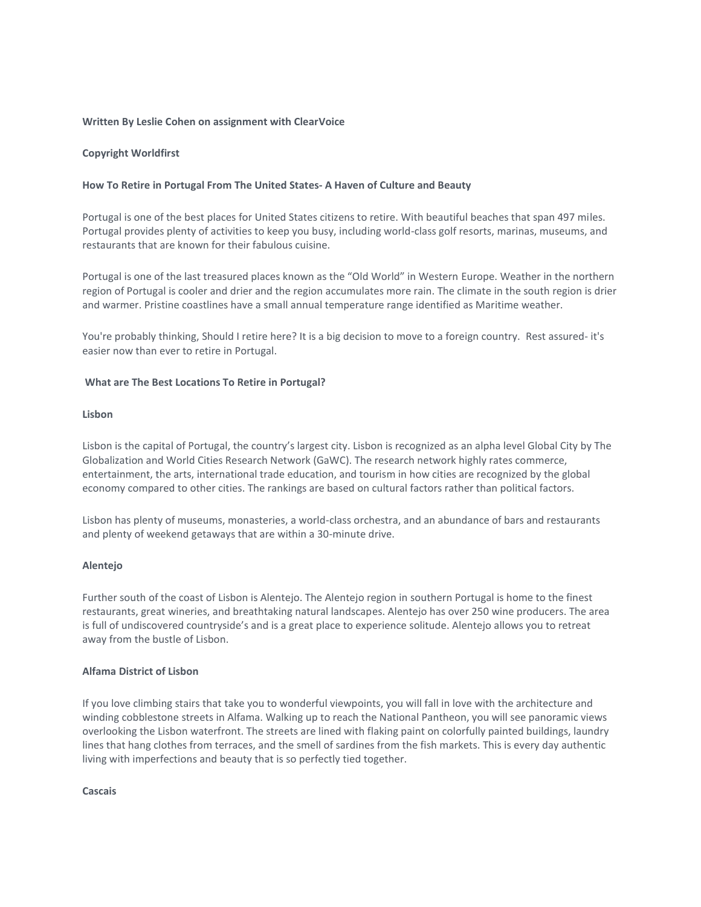**Written By Leslie Cohen on assignment with ClearVoice**

**Copyright Worldfirst**

## How To Retire in Portugal From The United States- A Haven of Culture and Beauty

Portugal is one of the best places for United States citizens to retire. With beautiful beaches that span 497 miles. Portugal provides plenty of activities to keep you busy, including world-class golf resorts, marinas, museums, and restaurants that are known for their fabulous cuisine.

Portugal is one of the last treasured places known as the "Old World" in Western Europe. Weather in the northern region of Portugal is cooler and drier and the region accumulates more rain. The climate in the south region is drier and warmer. Pristine coastlines have a small annual temperature range identified as Maritime weather.

You're probably thinking, Should I retire here? It is a big decision to move to a foreign country. Rest assured- it's easier now than ever to retire in Portugal.

### What are The Best Locations To Retire in Portugal?

#### Lisbon

Lisbon is the capital of Portugal, the country's largest city. Lisbon is recognized as an alpha level Global City by The Globalization and World Cities Research Network (GaWC). The research network highly rates commerce, entertainment, the arts, international trade education, and tourism in how cities are recognized by the global economy compared to other cities. The rankings are based on cultural factors rather than political factors.

Lisbon has plenty of museums, monasteries, a world-class orchestra, and an abundance of bars and restaurants and plenty of weekend getaways that are within a 30-minute drive.

#### Alentejo

Further south of the coast of Lisbon is Alentejo. The Alentejo region in southern Portugal is home to the finest restaurants, great wineries, and breathtaking natural landscapes. Alentejo has over 250 wine producers. The area is full of undiscovered countryside's and is a great place to experience solitude. Alentejo allows you to retreat away from the bustle of Lisbon.

#### Alfama District of Lisbon

If you love climbing stairs that take you to wonderful viewpoints, you will fall in love with the architecture and winding cobblestone streets in Alfama. Walking up to reach the National Pantheon, you will see panoramic views overlooking the Lisbon waterfront. The streets are lined with flaking paint on colorfully painted buildings, laundry lines that hang clothes from terraces, and the smell of sardines from the fish markets. This is every day authentic living with imperfections and beauty that is so perfectly tied together.

#### Cascais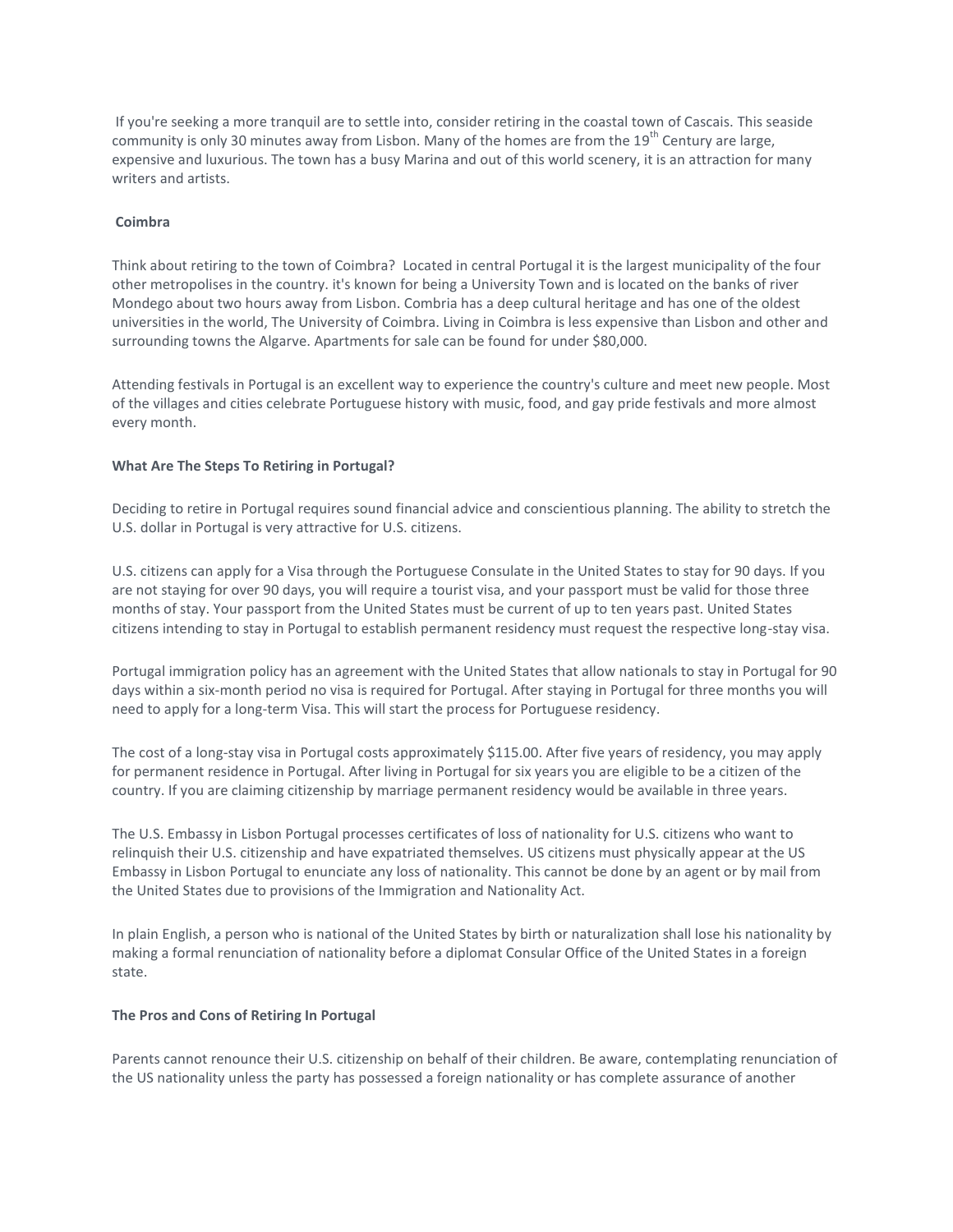If you're seeking a more tranquil are to settle into, consider retiring in the coastal town of Cascais. This seaside community is only 30 minutes away from Lisbon. Many of the homes are from the 19th Century are large, expensive and luxurious. The town has a busy Marina and out of this world scenery, it is an attraction for many writers and artists.

**Coimbra**

Think about retiring to the town of Coimbra? Located in central Portugal it is the largest municipality of the four other metropolises in the country. it's known for being a University Town and is located on the banks of river Mondego about two hours away from Lisbon. Combria has a deep cultural heritage and has one of the oldest universities in the world, The University of Coimbra. Living in Coimbra is less expensive than Lisbon and other and surrounding towns the Algarve. Apartments for sale can be found for under $80,000.

Attending festivals in Portugal is an excellent way to experience the country's culture and meet new people. Most of the villages and cities celebrate Portuguese history with music, food, and gay pride festivals and more almost every month.

**What Are The Steps To Retiring in Portugal?**

Deciding to retire in Portugal requires sound financial advice and conscientious planning. The ability to stretch the U.S. dollar in Portugal is very attractive for U.S. citizens.

U.S. citizens can apply for a Visa through the Portuguese Consulate in the United States to stay for 90 days. If you are not staying for over 90 days, you will require a tourist visa, and your passport must be valid for those three months of stay. Your passport from the United States must be current of up to ten years past. United States citizens intending to stay in Portugal to establish permanent residency must request the respective long-stay visa.

Portugal immigration policy has an agreement with the United States that allow nationals to stay in Portugal for 90 days within a six-month period no visa is required for Portugal. After staying in Portugal for three months you will need to apply for a long-term Visa. This will start the process for Portuguese residency.

The cost of a long-stay visa in Portugal costs approximately $115.00. After five years of residency, you may apply for permanent residence in Portugal. After living in Portugal for six years you are eligible to be a citizen of the country. If you are claiming citizenship by marriage permanent residency would be available in three years.

The U.S. Embassy in Lisbon Portugal processes certificates of loss of nationality for U.S. citizens who want to relinquish their U.S. citizenship and have expatriated themselves. US citizens must physically appear at the US Embassy in Lisbon Portugal to enunciate any loss of nationality. This cannot be done by an agent or by mail from the United States due to provisions of the Immigration and Nationality Act.

In plain English, a person who is national of the United States by birth or naturalization shall lose his nationality by making a formal renunciation of nationality before a diplomat Consular Office of the United States in a foreign state.

**The Pros and Cons of Retiring In Portugal**

Parents cannot renounce their U.S. citizenship on behalf of their children. Be aware, contemplating renunciation of the US nationality unless the party has possessed a foreign nationality or has complete assurance of another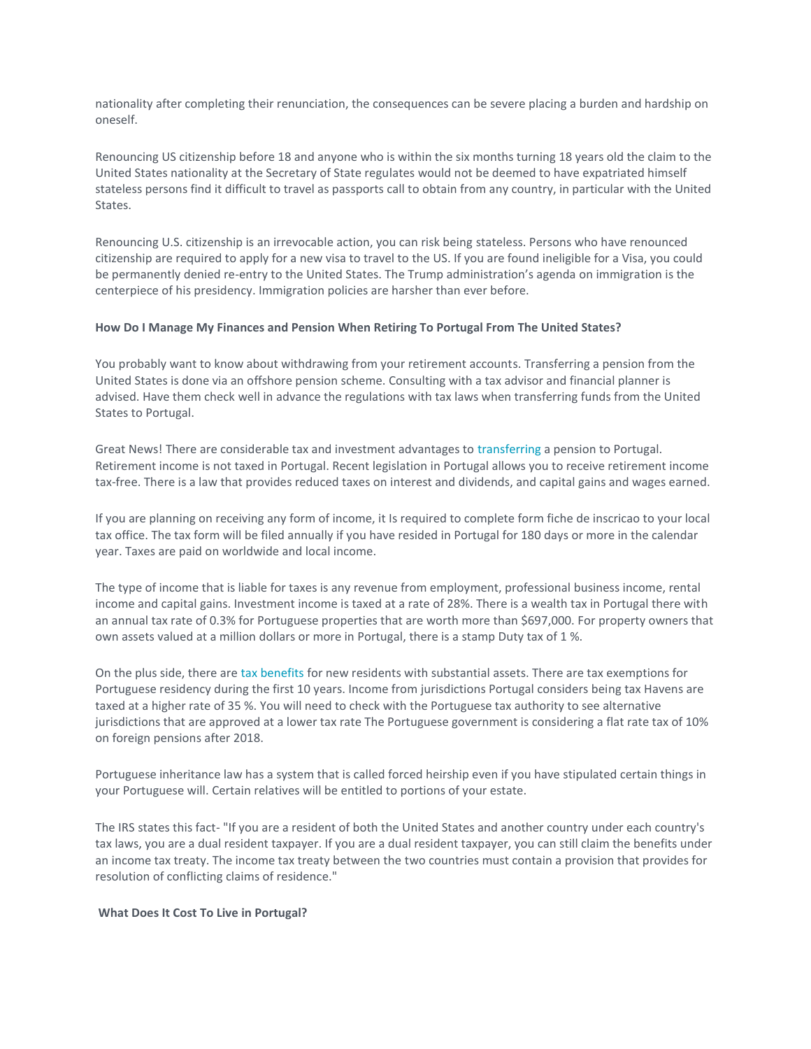nationality after completing their renunciation, the consequences can be severe placing a burden and hardship on oneself.

Renouncing US citizenship before 18 and anyone who is within the six months turning 18 years old the claim to the United States nationality at the Secretary of State regulates would not be deemed to have expatriated himself stateless persons find it difficult to travel as passports call to obtain from any country, in particular with the United States.

Renouncing U.S. citizenship is an irrevocable action, you can risk being stateless. Persons who have renounced citizenship are required to apply for a new visa to travel to the US. If you are found ineligible for a Visa, you could be permanently denied re-entry to the United States. The Trump administration's agenda on immigration is the centerpiece of his presidency. Immigration policies are harsher than ever before.

**How Do I Manage My Finances and Pension When Retiring To Portugal From The United States?**

You probably want to know about withdrawing from your retirement accounts. Transferring a pension from the United States is done via an offshore pension scheme. Consulting with a tax advisor and financial planner is advised. Have them check well in advance the regulations with tax laws when transferring funds from the United States to Portugal.

Great News! There are considerable tax and investment advantages to transferring a pension to Portugal. Retirement income is not taxed in Portugal. Recent legislation in Portugal allows you to receive retirement income tax-free. There is a law that provides reduced taxes on interest and dividends, and capital gains and wages earned.

If you are planning on receiving any form of income, it Is required to complete form fiche de inscricao to your local tax office. The tax form will be filed annually if you have resided in Portugal for 180 days or more in the calendar year. Taxes are paid on worldwide and local income.

The type of income that is liable for taxes is any revenue from employment, professional business income, rental income and capital gains. Investment income is taxed at a rate of 28%. There is a wealth tax in Portugal there with an annual tax rate of 0.3% for Portuguese properties that are worth more than $697,000. For property owners that own assets valued at a million dollars or more in Portugal, there is a stamp Duty tax of 1 %.

On the plus side, there are tax benefits for new residents with substantial assets. There are tax exemptions for Portuguese residency during the first 10 years. Income from jurisdictions Portugal considers being tax Havens are taxed at a higher rate of 35 %. You will need to check with the Portuguese tax authority to see alternative jurisdictions that are approved at a lower tax rate The Portuguese government is considering a flat rate tax of 10% on foreign pensions after 2018.

Portuguese inheritance law has a system that is called forced heirship even if you have stipulated certain things in your Portuguese will. Certain relatives will be entitled to portions of your estate.

The IRS states this fact- "If you are a resident of both the United States and another country under each country's tax laws, you are a dual resident taxpayer. If you are a dual resident taxpayer, you can still claim the benefits under an income tax treaty. The income tax treaty between the two countries must contain a provision that provides for resolution of conflicting claims of residence."

**What Does It Cost To Live in Portugal?**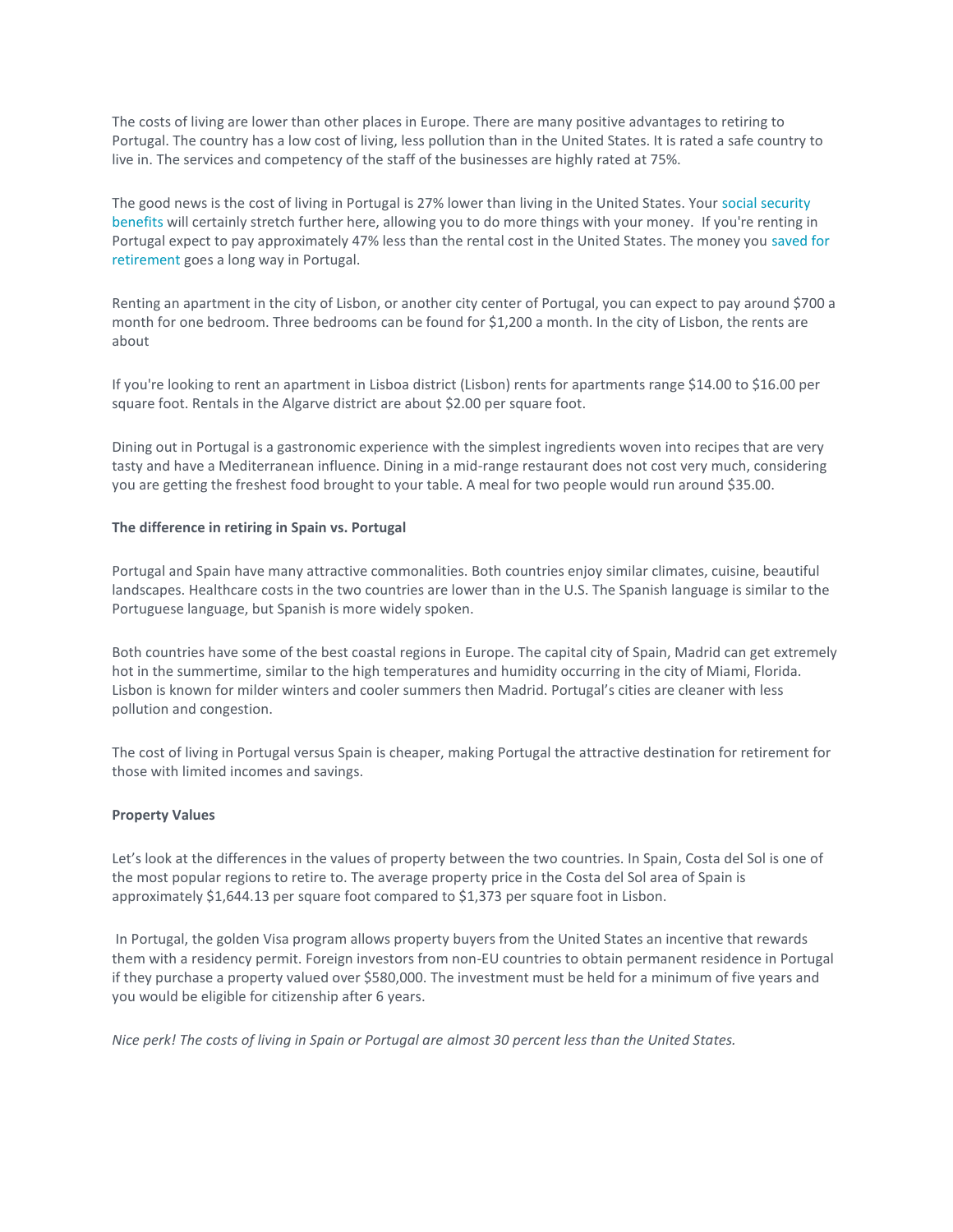The costs of living are lower than other places in Europe. There are many positive advantages to retiring to Portugal. The country has a low cost of living, less pollution than in the United States. It is rated a safe country to live in. The services and competency of the staff of the businesses are highly rated at 75%.

The good news is the cost of living in Portugal is 27% lower than living in the United States. Your social security benefits will certainly stretch further here, allowing you to do more things with your money. If you're renting in Portugal expect to pay approximately 47% less than the rental cost in the United States. The money you saved for retirement goes a long way in Portugal.

Renting an apartment in the city of Lisbon, or another city center of Portugal, you can expect to pay around $700 a month for one bedroom. Three bedrooms can be found for $1,200 a month. In the city of Lisbon, the rents are about

If you're looking to rent an apartment in Lisboa district (Lisbon) rents for apartments range $14.00 to $16.00 per square foot. Rentals in the Algarve district are about $2.00 per square foot.

Dining out in Portugal is a gastronomic experience with the simplest ingredients woven into recipes that are very tasty and have a Mediterranean influence. Dining in a mid-range restaurant does not cost very much, considering you are getting the freshest food brought to your table. A meal for two people would run around $35.00.

**The difference in retiring in Spain vs. Portugal**

Portugal and Spain have many attractive commonalities. Both countries enjoy similar climates, cuisine, beautiful landscapes. Healthcare costs in the two countries are lower than in the U.S. The Spanish language is similar to the Portuguese language, but Spanish is more widely spoken.

Both countries have some of the best coastal regions in Europe. The capital city of Spain, Madrid can get extremely hot in the summertime, similar to the high temperatures and humidity occurring in the city of Miami, Florida. Lisbon is known for milder winters and cooler summers then Madrid. Portugal's cities are cleaner with less pollution and congestion.

The cost of living in Portugal versus Spain is cheaper, making Portugal the attractive destination for retirement for those with limited incomes and savings.

**Property Values**

Let's look at the differences in the values of property between the two countries. In Spain, Costa del Sol is one of the most popular regions to retire to. The average property price in the Costa del Sol area of Spain is approximately $1,644.13 per square foot compared to $1,373 per square foot in Lisbon.

In Portugal, the golden Visa program allows property buyers from the United States an incentive that rewards them with a residency permit. Foreign investors from non-EU countries to obtain permanent residence in Portugal if they purchase a property valued over $580,000. The investment must be held for a minimum of five years and you would be eligible for citizenship after 6 years.

*Nice perk! The costs of living in Spain or Portugal are almost 30 percent less than the United States.*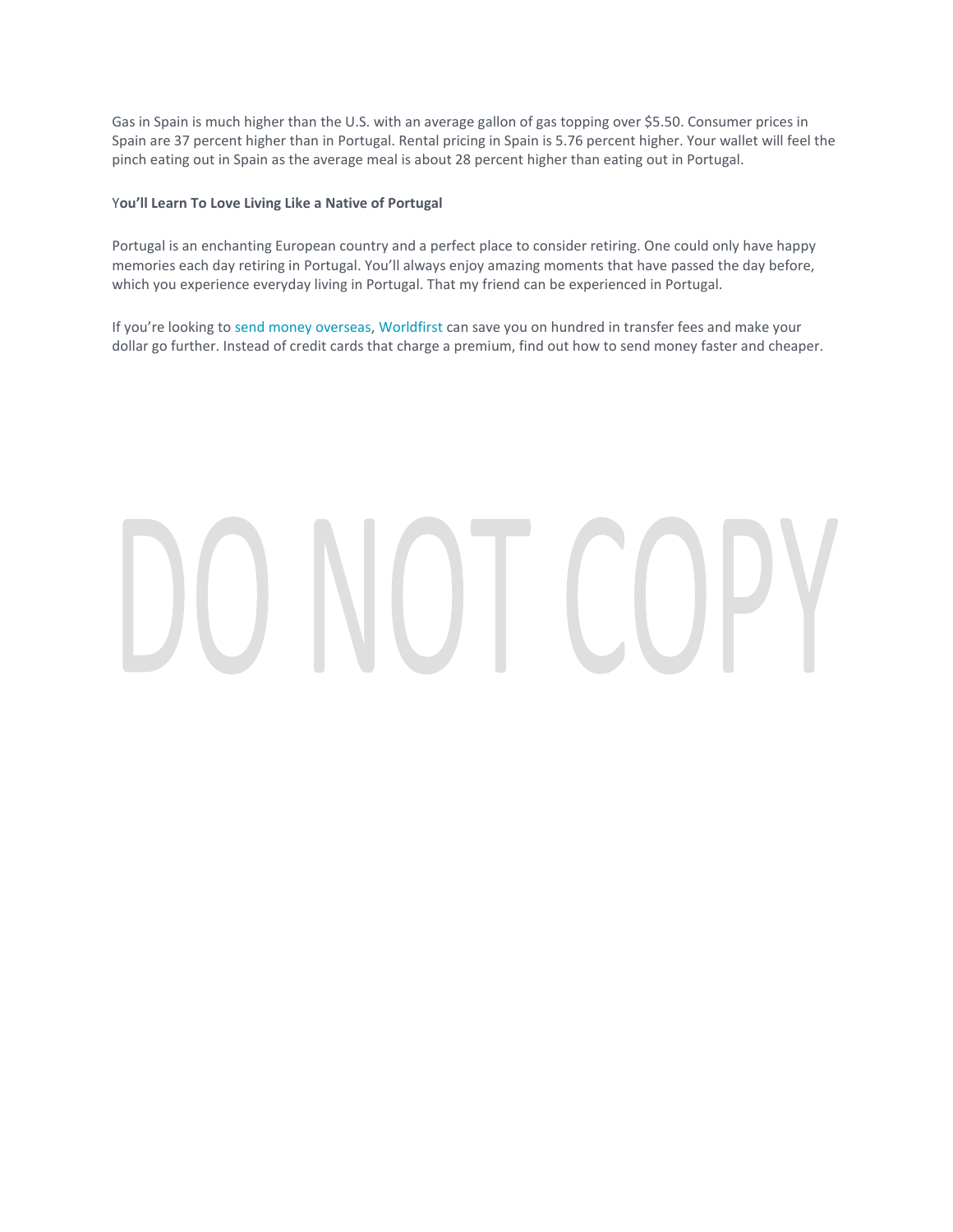Gas in Spain is much higher than the U.S. with an average gallon of gas topping over $5.50. Consumer prices in Spain are 37 percent higher than in Portugal. Rental pricing in Spain is 5.76 percent higher. Your wallet will feel the pinch eating out in Spain as the average meal is about 28 percent higher than eating out in Portugal.

**You'll Learn To Love Living Like a Native of Portugal**

Portugal is an enchanting European country and a perfect place to consider retiring. One could only have happy memories each day retiring in Portugal. You'll always enjoy amazing moments that have passed the day before, which you experience everyday living in Portugal. That my friend can be experienced in Portugal.

If you're looking to send money overseas, Worldfirst can save you on hundred in transfer fees and make your dollar go further. Instead of credit cards that charge a premium, find out how to send money faster and cheaper.